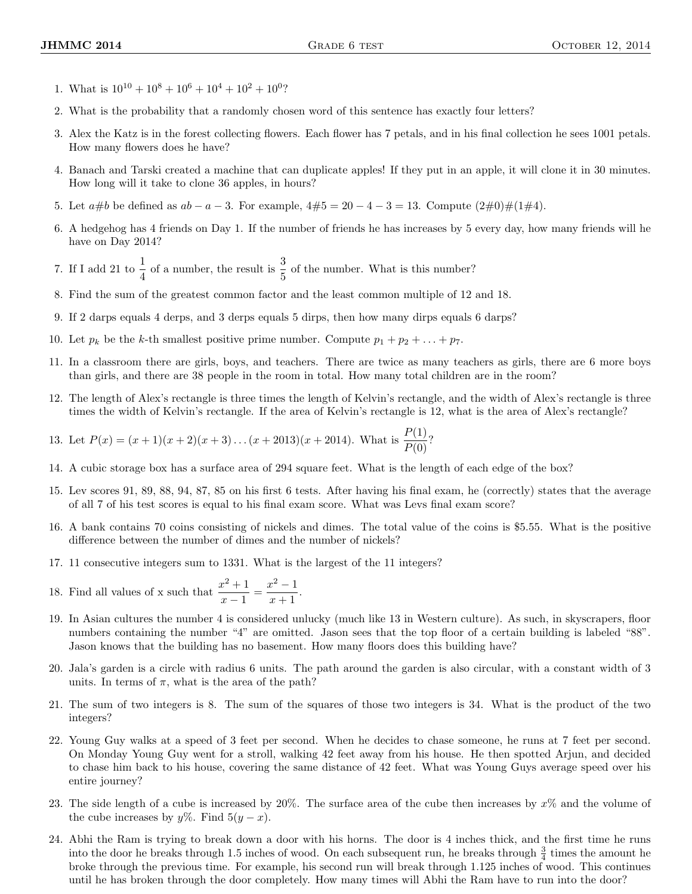1. What is $10^{10} + 10^8 + 10^6 + 10^4 + 10^2 + 10^0$?

2. What is the probability that a randomly chosen word of this sentence has exactly four letters?

3. Alex the Katz is in the forest collecting flowers. Each flower has 7 petals, and in his final collection he sees 1001 petals. How many flowers does he have?

4. Banach and Tarski created a machine that can duplicate apples! If they put in an apple, it will clone it in 30 minutes. How long will it take to clone 36 apples, in hours?

5. Let $a\#b$ be defined as $ab - a - 3$. For example, $4\#5 = 20 - 4 - 3 = 13$. Compute $(2\#0)\#(1\#4)$.

6. A hedgehog has 4 friends on Day 1. If the number of friends he has increases by 5 every day, how many friends will he have on Day 2014?

7. If I add 21 to $\frac{1}{4}$ of a number, the result is $\frac{3}{5}$ of the number. What is this number?

8. Find the sum of the greatest common factor and the least common multiple of 12 and 18.

9. If 2 darps equals 4 derps, and 3 derps equals 5 dirps, then how many dirps equals 6 darps?

10. Let $p_k$ be the $k$-th smallest positive prime number. Compute $p_1 + p_2 + \ldots + p_7$.

11. In a classroom there are girls, boys, and teachers. There are twice as many teachers as girls, there are 6 more boys than girls, and there are 38 people in the room in total. How many total children are in the room?

12. The length of Alex's rectangle is three times the length of Kelvin's rectangle, and the width of Alex's rectangle is three times the width of Kelvin's rectangle. If the area of Kelvin's rectangle is 12, what is the area of Alex's rectangle?

13. Let $P(x) = (x + 1)(x + 2)(x + 3)\ldots(x + 2013)(x + 2014)$. What is $\frac{P(1)}{P(0)}$?

14. A cubic storage box has a surface area of 294 square feet. What is the length of each edge of the box?

15. Lev scores 91, 89, 88, 94, 87, 85 on his first 6 tests. After having his final exam, he (correctly) states that the average of all 7 of his test scores is equal to his final exam score. What was Levs final exam score?

16. A bank contains 70 coins consisting of nickels and dimes. The total value of the coins is \$5.55. What is the positive difference between the number of dimes and the number of nickels?

17. 11 consecutive integers sum to 1331. What is the largest of the 11 integers?

18. Find all values of x such that $\frac{x^2 + 1}{x - 1} = \frac{x^2 - 1}{x + 1}$.

19. In Asian cultures the number 4 is considered unlucky (much like 13 in Western culture). As such, in skyscrapers, floor numbers containing the number "4" are omitted. Jason sees that the top floor of a certain building is labeled "88". Jason knows that the building has no basement. How many floors does this building have?

20. Jala's garden is a circle with radius 6 units. The path around the garden is also circular, with a constant width of 3 units. In terms of $\pi$, what is the area of the path?

21. The sum of two integers is 8. The sum of the squares of those two integers is 34. What is the product of the two integers?

22. Young Guy walks at a speed of 3 feet per second. When he decides to chase someone, he runs at 7 feet per second. On Monday Young Guy went for a stroll, walking 42 feet away from his house. He then spotted Arjun, and decided to chase him back to his house, covering the same distance of 42 feet. What was Young Guys average speed over his entire journey?

23. The side length of a cube is increased by 20%. The surface area of the cube then increases by $x$% and the volume of the cube increases by $y$%. Find $5(y - x)$.

24. Abhi the Ram is trying to break down a door with his horns. The door is 4 inches thick, and the first time he runs into the door he breaks through 1.5 inches of wood. On each subsequent run, he breaks through $\frac{3}{4}$ times the amount he broke through the previous time. For example, his second run will break through 1.125 inches of wood. This continues until he has broken through the door completely. How many times will Abhi the Ram have to run into the door?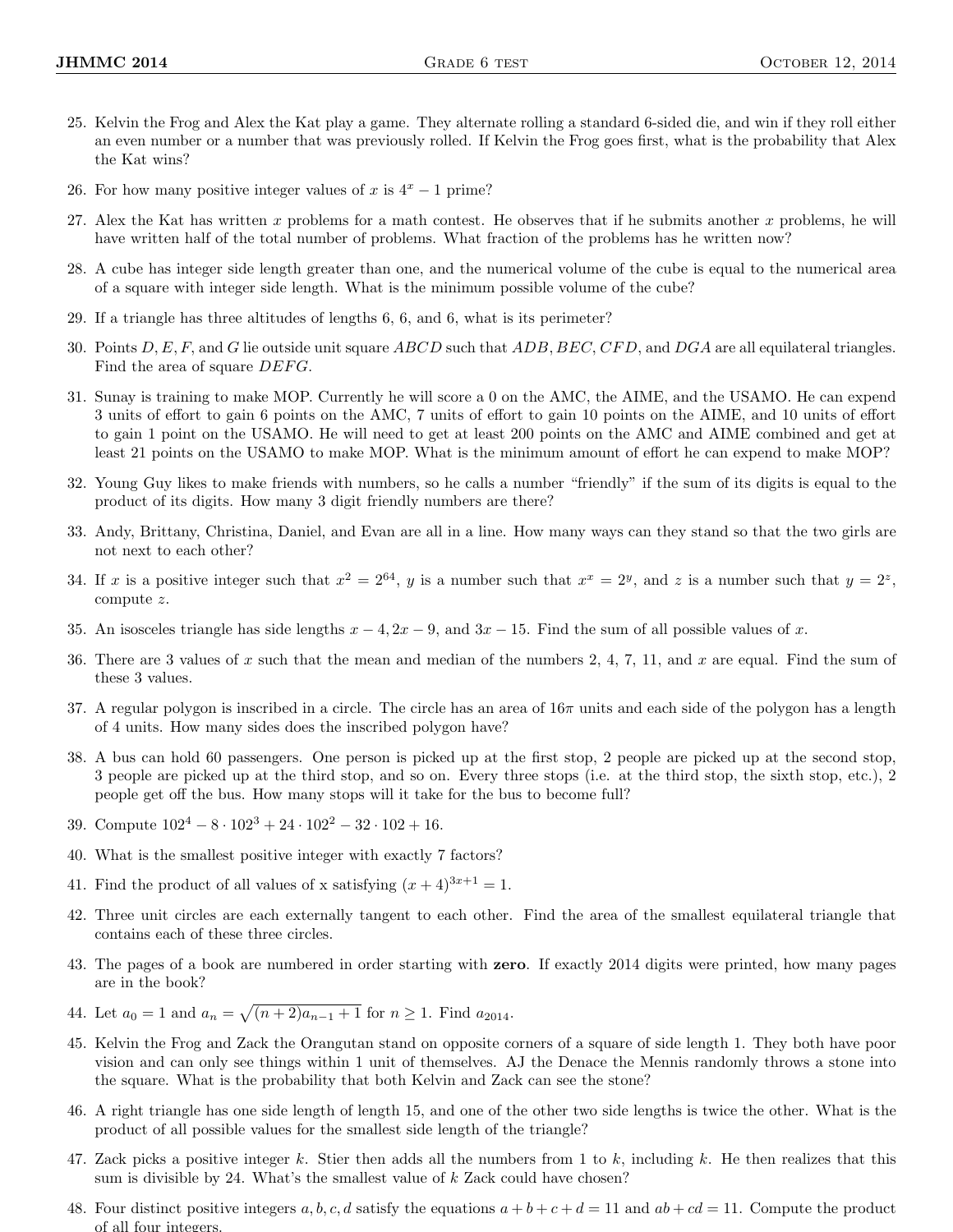25. Kelvin the Frog and Alex the Kat play a game. They alternate rolling a standard 6-sided die, and win if they roll either an even number or a number that was previously rolled. If Kelvin the Frog goes first, what is the probability that Alex the Kat wins?

26. For how many positive integer values of $x$ is $4^x - 1$ prime?

27. Alex the Kat has written $x$ problems for a math contest. He observes that if he submits another $x$ problems, he will have written half of the total number of problems. What fraction of the problems has he written now?

28. A cube has integer side length greater than one, and the numerical volume of the cube is equal to the numerical area of a square with integer side length. What is the minimum possible volume of the cube?

29. If a triangle has three altitudes of lengths 6, 6, and 6, what is its perimeter?

30. Points $D, E, F$, and $G$ lie outside unit square $ABCD$ such that $ADB$, $BEC$, $CFD$, and $DGA$ are all equilateral triangles. Find the area of square $DEFG$.

31. Sunay is training to make MOP. Currently he will score a 0 on the AMC, the AIME, and the USAMO. He can expend 3 units of effort to gain 6 points on the AMC, 7 units of effort to gain 10 points on the AIME, and 10 units of effort to gain 1 point on the USAMO. He will need to get at least 200 points on the AMC and AIME combined and get at least 21 points on the USAMO to make MOP. What is the minimum amount of effort he can expend to make MOP?

32. Young Guy likes to make friends with numbers, so he calls a number "friendly" if the sum of its digits is equal to the product of its digits. How many 3 digit friendly numbers are there?

33. Andy, Brittany, Christina, Daniel, and Evan are all in a line. How many ways can they stand so that the two girls are not next to each other?

34. If $x$ is a positive integer such that $x^2 = 2^{64}$, $y$ is a number such that $x^x = 2^y$, and $z$ is a number such that $y = 2^z$, compute $z$.

35. An isosceles triangle has side lengths $x - 4, 2x - 9$, and $3x - 15$. Find the sum of all possible values of $x$.

36. There are 3 values of $x$ such that the mean and median of the numbers 2, 4, 7, 11, and $x$ are equal. Find the sum of these 3 values.

37. A regular polygon is inscribed in a circle. The circle has an area of $16\pi$ units and each side of the polygon has a length of 4 units. How many sides does the inscribed polygon have?

38. A bus can hold 60 passengers. One person is picked up at the first stop, 2 people are picked up at the second stop, 3 people are picked up at the third stop, and so on. Every three stops (i.e. at the third stop, the sixth stop, etc.), 2 people get off the bus. How many stops will it take for the bus to become full?

39. Compute $102^4 - 8 \cdot 102^3 + 24 \cdot 102^2 - 32 \cdot 102 + 16$.

40. What is the smallest positive integer with exactly 7 factors?

41. Find the product of all values of x satisfying $(x + 4)^{3x+1} = 1$.

42. Three unit circles are each externally tangent to each other. Find the area of the smallest equilateral triangle that contains each of these three circles.

43. The pages of a book are numbered in order starting with **zero**. If exactly 2014 digits were printed, how many pages are in the book?

44. Let $a_0 = 1$ and $a_n = \sqrt{(n+2)a_{n-1} + 1}$ for $n \geq 1$. Find $a_{2014}$.

45. Kelvin the Frog and Zack the Orangutan stand on opposite corners of a square of side length 1. They both have poor vision and can only see things within 1 unit of themselves. AJ the Denace the Mennis randomly throws a stone into the square. What is the probability that both Kelvin and Zack can see the stone?

46. A right triangle has one side length of length 15, and one of the other two side lengths is twice the other. What is the product of all possible values for the smallest side length of the triangle?

47. Zack picks a positive integer $k$. Stier then adds all the numbers from 1 to $k$, including $k$. He then realizes that this sum is divisible by 24. What's the smallest value of $k$ Zack could have chosen?

48. Four distinct positive integers $a, b, c, d$ satisfy the equations $a + b + c + d = 11$ and $ab + cd = 11$. Compute the product of all four integers.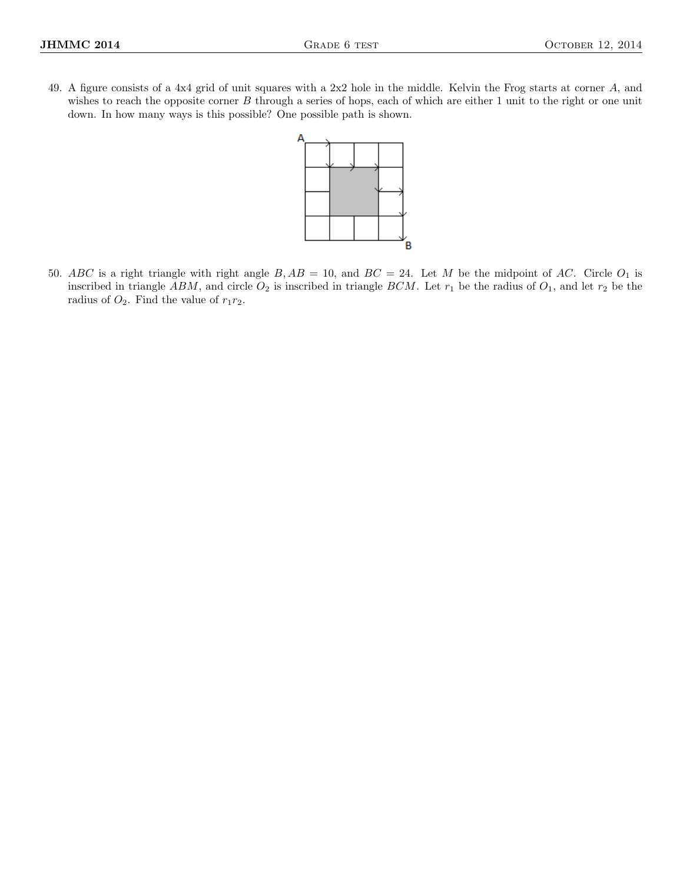49. A figure consists of a 4x4 grid of unit squares with a 2x2 hole in the middle. Kelvin the Frog starts at corner $A$, and wishes to reach the opposite corner $B$ through a series of hops, each of which are either 1 unit to the right or one unit down. In how many ways is this possible? One possible path is shown.

A

B

50. $ABC$ is a right triangle with right angle $B, AB = 10$, and $BC = 24$. Let $M$ be the midpoint of $AC$. Circle $O_1$ is inscribed in triangle $ABM$, and circle $O_2$ is inscribed in triangle $BCM$. Let $r_1$ be the radius of $O_1$, and let $r_2$ be the radius of $O_2$. Find the value of $r_1 r_2$.